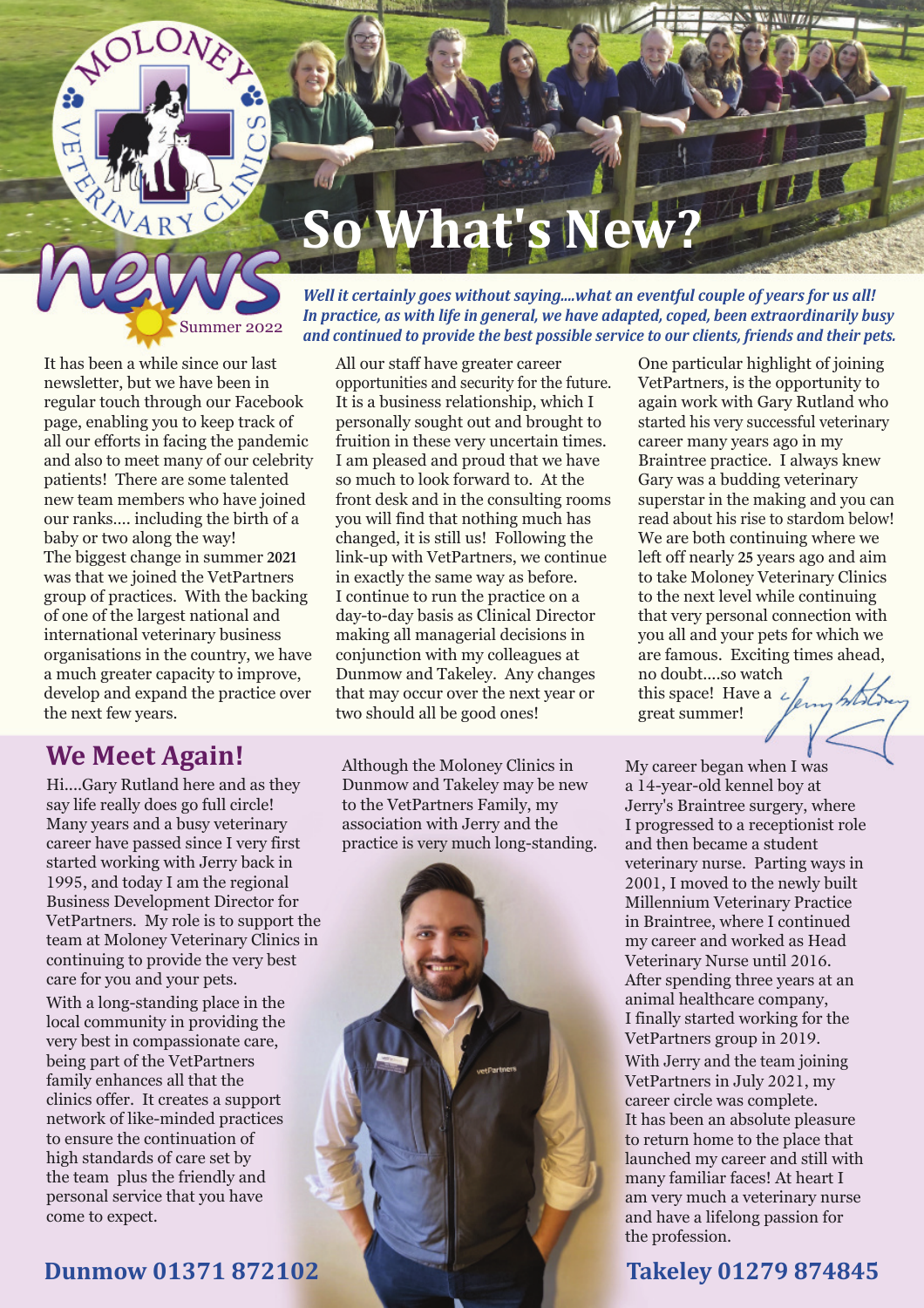MOLONEY VETERINARY CLINICS

news

Summer 2022

# So What's New?

***Well it certainly goes without saying....what an eventful couple of years for us all! In practice, as with life in general, we have adapted, coped, been extraordinarily busy and continued to provide the best possible service to our clients, friends and their pets.***

It has been a while since our last newsletter, but we have been in regular touch through our Facebook page, enabling you to keep track of all our efforts in facing the pandemic and also to meet many of our celebrity patients! There are some talented new team members who have joined our ranks.... including the birth of a baby or two along the way!

The biggest change in summer 2021 was that we joined the VetPartners group of practices. With the backing of one of the largest national and international veterinary business organisations in the country, we have a much greater capacity to improve, develop and expand the practice over the next few years.

All our staff have greater career opportunities and security for the future. It is a business relationship, which I personally sought out and brought to fruition in these very uncertain times. I am pleased and proud that we have so much to look forward to. At the front desk and in the consulting rooms you will find that nothing much has changed, it is still us! Following the link-up with VetPartners, we continue in exactly the same way as before. I continue to run the practice on a day-to-day basis as Clinical Director making all managerial decisions in conjunction with my colleagues at Dunmow and Takeley. Any changes that may occur over the next year or two should all be good ones!

One particular highlight of joining VetPartners, is the opportunity to again work with Gary Rutland who started his very successful veterinary career many years ago in my Braintree practice. I always knew Gary was a budding veterinary superstar in the making and you can read about his rise to stardom below! We are both continuing where we left off nearly 25 years ago and aim to take Moloney Veterinary Clinics to the next level while continuing that very personal connection with you all and your pets for which we are famous. Exciting times ahead, no doubt....so watch this space! Have a great summer!

## We Meet Again!

Hi....Gary Rutland here and as they say life really does go full circle! Many years and a busy veterinary career have passed since I very first started working with Jerry back in 1995, and today I am the regional Business Development Director for VetPartners. My role is to support the team at Moloney Veterinary Clinics in continuing to provide the very best care for you and your pets.

With a long-standing place in the local community in providing the very best in compassionate care, being part of the VetPartners family enhances all that the clinics offer. It creates a support network of like-minded practices to ensure the continuation of high standards of care set by the team plus the friendly and personal service that you have come to expect.

Although the Moloney Clinics in Dunmow and Takeley may be new to the VetPartners Family, my association with Jerry and the practice is very much long-standing.

My career began when I was a 14-year-old kennel boy at Jerry's Braintree surgery, where I progressed to a receptionist role and then became a student veterinary nurse. Parting ways in 2001, I moved to the newly built Millennium Veterinary Practice in Braintree, where I continued my career and worked as Head Veterinary Nurse until 2016. After spending three years at an animal healthcare company, I finally started working for the VetPartners group in 2019.

With Jerry and the team joining VetPartners in July 2021, my career circle was complete.

It has been an absolute pleasure to return home to the place that launched my career and still with many familiar faces! At heart I am very much a veterinary nurse and have a lifelong passion for the profession.

**Dunmow 01371 872102**

**Takeley 01279 874845**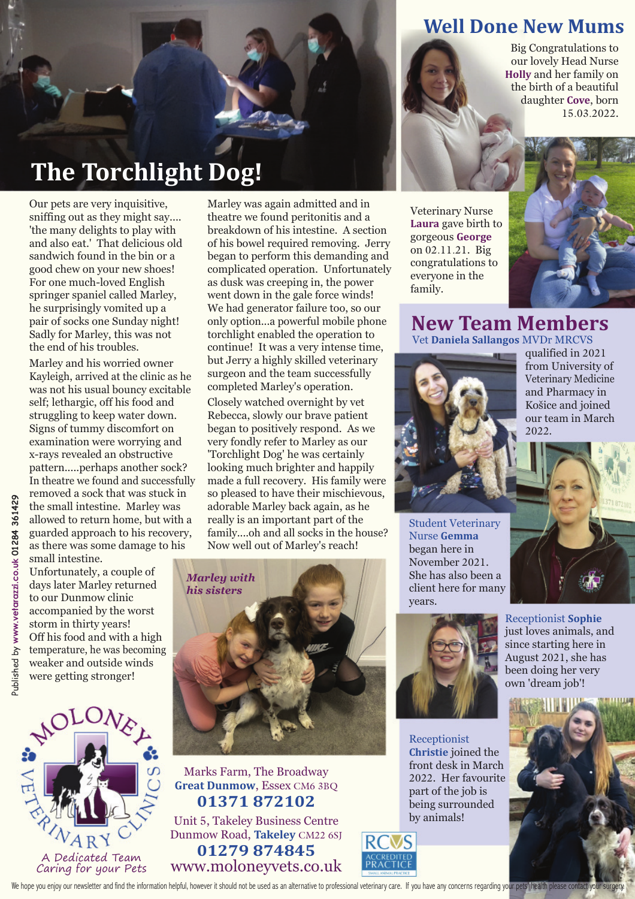# The Torchlight Dog!

Our pets are very inquisitive, sniffing out as they might say.... 'the many delights to play with and also eat.' That delicious old sandwich found in the bin or a good chew on your new shoes! For one much-loved English springer spaniel called Marley, he surprisingly vomited up a pair of socks one Sunday night! Sadly for Marley, this was not the end of his troubles.

Marley and his worried owner Kayleigh, arrived at the clinic as he was not his usual bouncy excitable self; lethargic, off his food and struggling to keep water down. Signs of tummy discomfort on examination were worrying and x-rays revealed an obstructive pattern.....perhaps another sock? In theatre we found and successfully removed a sock that was stuck in the small intestine. Marley was allowed to return home, but with a guarded approach to his recovery, as there was some damage to his small intestine.

Unfortunately, a couple of days later Marley returned to our Dunmow clinic accompanied by the worst storm in thirty years! Off his food and with a high temperature, he was becoming weaker and outside winds were getting stronger!

Marley was again admitted and in theatre we found peritonitis and a breakdown of his intestine. A section of his bowel required removing. Jerry began to perform this demanding and complicated operation. Unfortunately as dusk was creeping in, the power went down in the gale force winds! We had generator failure too, so our only option...a powerful mobile phone torchlight enabled the operation to continue! It was a very intense time, but Jerry a highly skilled veterinary surgeon and the team successfully completed Marley's operation.

Closely watched overnight by vet Rebecca, slowly our brave patient began to positively respond. As we very fondly refer to Marley as our 'Torchlight Dog' he was certainly looking much brighter and happily made a full recovery. His family were so pleased to have their mischievous, adorable Marley back again, as he really is an important part of the family....oh and all socks in the house? Now well out of Marley's reach!

*Marley with his sisters*

# Well Done New Mums

Big Congratulations to our lovely Head Nurse **Holly** and her family on the birth of a beautiful daughter **Cove**, born 15.03.2022.

Veterinary Nurse **Laura** gave birth to gorgeous **George** on 02.11.21. Big congratulations to everyone in the family.

# New Team Members

Vet **Daniela Sallangos** MVDr MRCVS qualified in 2021 from University of Veterinary Medicine and Pharmacy in Košice and joined our team in March 2022.

Student Veterinary Nurse **Gemma** began here in November 2021. She has also been a client here for many years.

Receptionist **Sophie** just loves animals, and since starting here in August 2021, she has been doing her very own 'dream job'!

Receptionist **Christie** joined the front desk in March 2022. Her favourite part of the job is being surrounded by animals!

**MOLONEY VETERINARY CLINICS**
A Dedicated Team Caring for your Pets

Marks Farm, The Broadway
**Great Dunmow**, Essex CM6 3BQ
**01371 872102**

Unit 5, Takeley Business Centre
Dunmow Road, **Takeley** CM22 6SJ
**01279 874845**

www.moloneyvets.co.uk

RCVS ACCREDITED PRACTICE

Published by www.vetarazzi.co.uk 01284 361429

We hope you enjoy our newsletter and find the information helpful, however it should not be used as an alternative to professional veterinary care. If you have any concerns regarding your pets' health please contact your surgery.